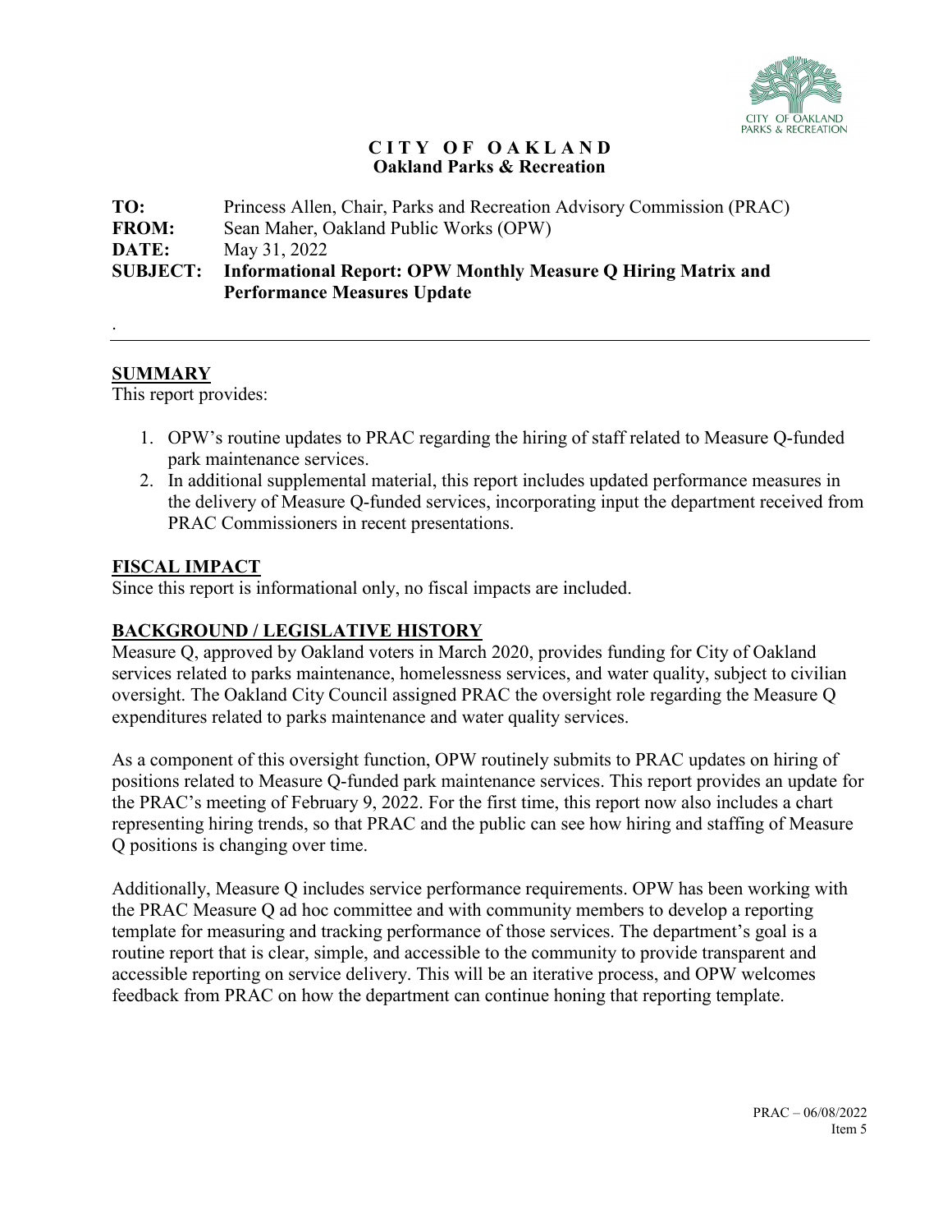**CITY OF OAKLAND**
**Oakland Parks & Recreation**

**TO:** Princess Allen, Chair, Parks and Recreation Advisory Commission (PRAC)
**FROM:** Sean Maher, Oakland Public Works (OPW)
**DATE:** May 31, 2022
**SUBJECT: Informational Report: OPW Monthly Measure Q Hiring Matrix and Performance Measures Update**

.

---

## SUMMARY

This report provides:

1. OPW's routine updates to PRAC regarding the hiring of staff related to Measure Q-funded park maintenance services.
2. In additional supplemental material, this report includes updated performance measures in the delivery of Measure Q-funded services, incorporating input the department received from PRAC Commissioners in recent presentations.

## FISCAL IMPACT

Since this report is informational only, no fiscal impacts are included.

## BACKGROUND / LEGISLATIVE HISTORY

Measure Q, approved by Oakland voters in March 2020, provides funding for City of Oakland services related to parks maintenance, homelessness services, and water quality, subject to civilian oversight. The Oakland City Council assigned PRAC the oversight role regarding the Measure Q expenditures related to parks maintenance and water quality services.

As a component of this oversight function, OPW routinely submits to PRAC updates on hiring of positions related to Measure Q-funded park maintenance services. This report provides an update for the PRAC's meeting of February 9, 2022. For the first time, this report now also includes a chart representing hiring trends, so that PRAC and the public can see how hiring and staffing of Measure Q positions is changing over time.

Additionally, Measure Q includes service performance requirements. OPW has been working with the PRAC Measure Q ad hoc committee and with community members to develop a reporting template for measuring and tracking performance of those services. The department's goal is a routine report that is clear, simple, and accessible to the community to provide transparent and accessible reporting on service delivery. This will be an iterative process, and OPW welcomes feedback from PRAC on how the department can continue honing that reporting template.

PRAC – 06/08/2022
Item 5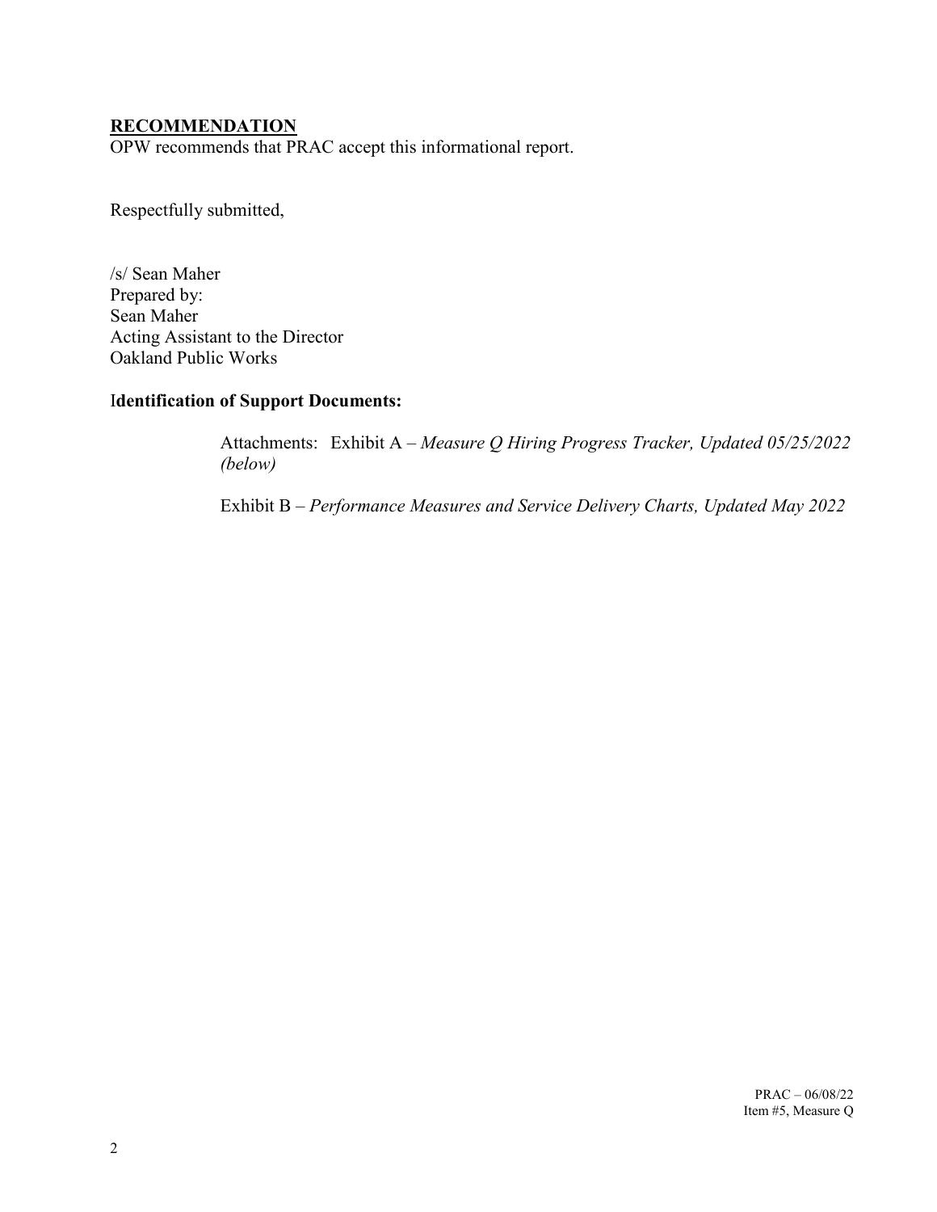## RECOMMENDATION

OPW recommends that PRAC accept this informational report.

Respectfully submitted,

/s/ Sean Maher
Prepared by:
Sean Maher
Acting Assistant to the Director
Oakland Public Works

**Identification of Support Documents:**

Attachments: Exhibit A – *Measure Q Hiring Progress Tracker, Updated 05/25/2022 (below)*

Exhibit B – *Performance Measures and Service Delivery Charts, Updated May 2022*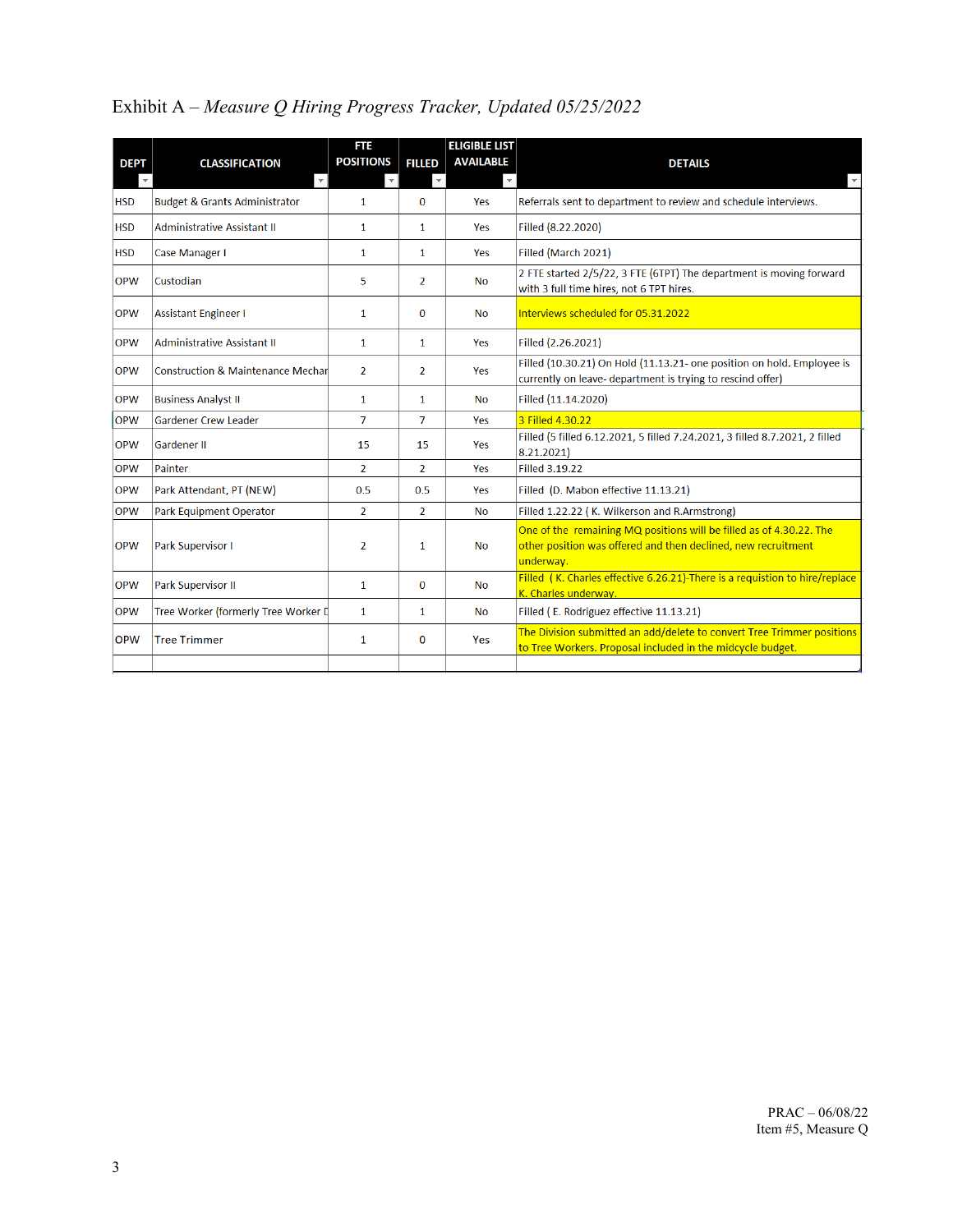Exhibit A – *Measure Q Hiring Progress Tracker, Updated 05/25/2022*

| DEPT | CLASSIFICATION | FTE POSITIONS | FILLED | ELIGIBLE LIST AVAILABLE | DETAILS |
|---|---|---|---|---|---|
| HSD | Budget & Grants Administrator | 1 | 0 | Yes | Referrals sent to department to review and schedule interviews. |
| HSD | Administrative Assistant II | 1 | 1 | Yes | Filled (8.22.2020) |
| HSD | Case Manager I | 1 | 1 | Yes | Filled (March 2021) |
| OPW | Custodian | 5 | 2 | No | 2 FTE started 2/5/22, 3 FTE (6TPT) The department is moving forward with 3 full time hires, not 6 TPT hires. |
| OPW | Assistant Engineer I | 1 | 0 | No | Interviews scheduled for 05.31.2022 |
| OPW | Administrative Assistant II | 1 | 1 | Yes | Filled (2.26.2021) |
| OPW | Construction & Maintenance Mechar | 2 | 2 | Yes | Filled (10.30.21) On Hold (11.13.21- one position on hold. Employee is currently on leave- department is trying to rescind offer) |
| OPW | Business Analyst II | 1 | 1 | No | Filled (11.14.2020) |
| OPW | Gardener Crew Leader | 7 | 7 | Yes | 3 Filled 4.30.22 |
| OPW | Gardener II | 15 | 15 | Yes | Filled (5 filled 6.12.2021, 5 filled 7.24.2021, 3 filled 8.7.2021, 2 filled 8.21.2021) |
| OPW | Painter | 2 | 2 | Yes | Filled 3.19.22 |
| OPW | Park Attendant, PT (NEW) | 0.5 | 0.5 | Yes | Filled (D. Mabon effective 11.13.21) |
| OPW | Park Equipment Operator | 2 | 2 | No | Filled 1.22.22 ( K. Wilkerson and R.Armstrong) |
| OPW | Park Supervisor I | 2 | 1 | No | One of the remaining MQ positions will be filled as of 4.30.22. The other position was offered and then declined, new recruitment underway. |
| OPW | Park Supervisor II | 1 | 0 | No | Filled ( K. Charles effective 6.26.21)-There is a requistion to hire/replace K. Charles underway. |
| OPW | Tree Worker (formerly Tree Worker D | 1 | 1 | No | Filled ( E. Rodriguez effective 11.13.21) |
| OPW | Tree Trimmer | 1 | 0 | Yes | The Division submitted an add/delete to convert Tree Trimmer positions to Tree Workers. Proposal included in the midcycle budget. |

PRAC – 06/08/22
Item #5, Measure Q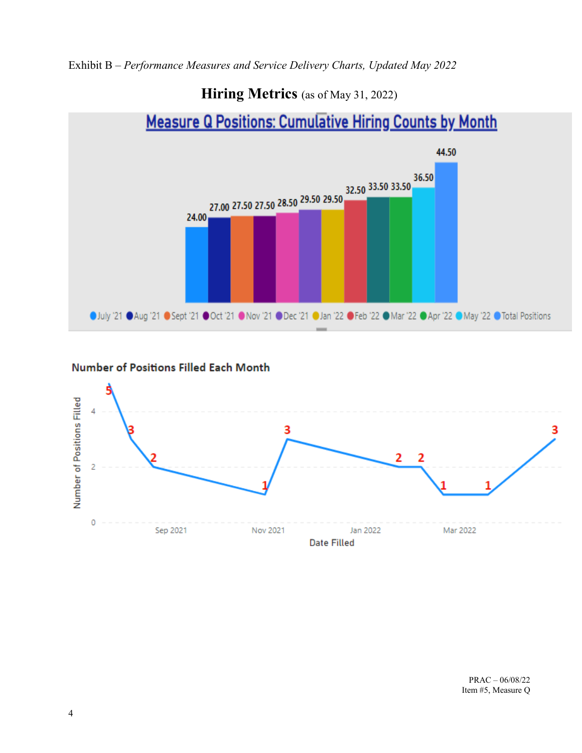Exhibit B – *Performance Measures and Service Delivery Charts, Updated May 2022*

# **Hiring Metrics** (as of May 31, 2022)

## Measure Q Positions: Cumulative Hiring Counts by Month

| Month | Cumulative Count |
| --- | --- |
| July '21 | 24.00 |
| Aug '21 | 27.00 |
| Sept '21 | 27.50 |
| Oct '21 | 27.50 |
| Nov '21 | 28.50 |
| Dec '21 | 29.50 |
| Jan '22 | 29.50 |
| Feb '22 | 32.50 |
| Mar '22 | 33.50 |
| Apr '22 | 33.50 |
| May '22 | 36.50 |
| Total Positions | 44.50 |

## Number of Positions Filled Each Month

Data point labels (in order along Date Filled axis): 5, 3, 2, 1, 3, 2, 2, 1, 1, 3

Axis labels: Number of Positions Filled (0, 2, 4); Date Filled (Sep 2021, Nov 2021, Jan 2022, Mar 2022)

PRAC – 06/08/22
Item #5, Measure Q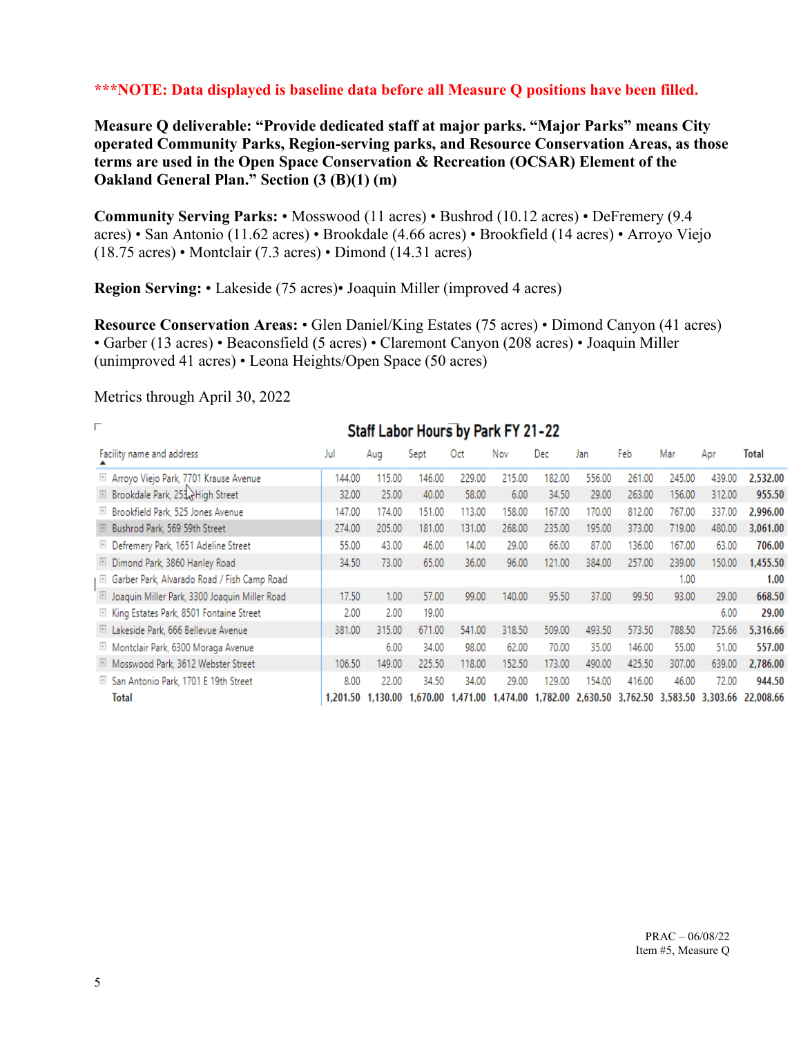**\*\*\*NOTE: Data displayed is baseline data before all Measure Q positions have been filled.**

**Measure Q deliverable: "Provide dedicated staff at major parks. "Major Parks" means City operated Community Parks, Region-serving parks, and Resource Conservation Areas, as those terms are used in the Open Space Conservation & Recreation (OCSAR) Element of the Oakland General Plan." Section (3 (B)(1) (m)**

**Community Serving Parks:** • Mosswood (11 acres) • Bushrod (10.12 acres) • DeFremery (9.4 acres) • San Antonio (11.62 acres) • Brookdale (4.66 acres) • Brookfield (14 acres) • Arroyo Viejo (18.75 acres) • Montclair (7.3 acres) • Dimond (14.31 acres)

**Region Serving:** • Lakeside (75 acres)• Joaquin Miller (improved 4 acres)

**Resource Conservation Areas:** • Glen Daniel/King Estates (75 acres) • Dimond Canyon (41 acres) • Garber (13 acres) • Beaconsfield (5 acres) • Claremont Canyon (208 acres) • Joaquin Miller (unimproved 41 acres) • Leona Heights/Open Space (50 acres)

Metrics through April 30, 2022

**Staff Labor Hours by Park FY 21-22**

| Facility name and address | Jul | Aug | Sept | Oct | Nov | Dec | Jan | Feb | Mar | Apr | Total |
|---|---|---|---|---|---|---|---|---|---|---|---|
| Arroyo Viejo Park, 7701 Krause Avenue | 144.00 | 115.00 | 146.00 | 229.00 | 215.00 | 182.00 | 556.00 | 261.00 | 245.00 | 439.00 | **2,532.00** |
| Brookdale Park, 253 High Street | 32.00 | 25.00 | 40.00 | 58.00 | 6.00 | 34.50 | 29.00 | 263.00 | 156.00 | 312.00 | **955.50** |
| Brookfield Park, 525 Jones Avenue | 147.00 | 174.00 | 151.00 | 113.00 | 158.00 | 167.00 | 170.00 | 812.00 | 767.00 | 337.00 | **2,996.00** |
| Bushrod Park, 569 59th Street | 274.00 | 205.00 | 181.00 | 131.00 | 268.00 | 235.00 | 195.00 | 373.00 | 719.00 | 480.00 | **3,061.00** |
| Defremery Park, 1651 Adeline Street | 55.00 | 43.00 | 46.00 | 14.00 | 29.00 | 66.00 | 87.00 | 136.00 | 167.00 | 63.00 | **706.00** |
| Dimond Park, 3860 Hanley Road | 34.50 | 73.00 | 65.00 | 36.00 | 96.00 | 121.00 | 384.00 | 257.00 | 239.00 | 150.00 | **1,455.50** |
| Garber Park, Alvarado Road / Fish Camp Road | | | | | | | | | 1.00 | | **1.00** |
| Joaquin Miller Park, 3300 Joaquin Miller Road | 17.50 | 1.00 | 57.00 | 99.00 | 140.00 | 95.50 | 37.00 | 99.50 | 93.00 | 29.00 | **668.50** |
| King Estates Park, 8501 Fontaine Street | 2.00 | 2.00 | 19.00 | | | | | | | 6.00 | **29.00** |
| Lakeside Park, 666 Bellevue Avenue | 381.00 | 315.00 | 671.00 | 541.00 | 318.50 | 509.00 | 493.50 | 573.50 | 788.50 | 725.66 | **5,316.66** |
| Montclair Park, 6300 Moraga Avenue | | 6.00 | 34.00 | 98.00 | 62.00 | 70.00 | 35.00 | 146.00 | 55.00 | 51.00 | **557.00** |
| Mosswood Park, 3612 Webster Street | 106.50 | 149.00 | 225.50 | 118.00 | 152.50 | 173.00 | 490.00 | 425.50 | 307.00 | 639.00 | **2,786.00** |
| San Antonio Park, 1701 E 19th Street | 8.00 | 22.00 | 34.50 | 34.00 | 29.00 | 129.00 | 154.00 | 416.00 | 46.00 | 72.00 | **944.50** |
| **Total** | **1,201.50** | **1,130.00** | **1,670.00** | **1,471.00** | **1,474.00** | **1,782.00** | **2,630.50** | **3,762.50** | **3,583.50** | **3,303.66** | **22,008.66** |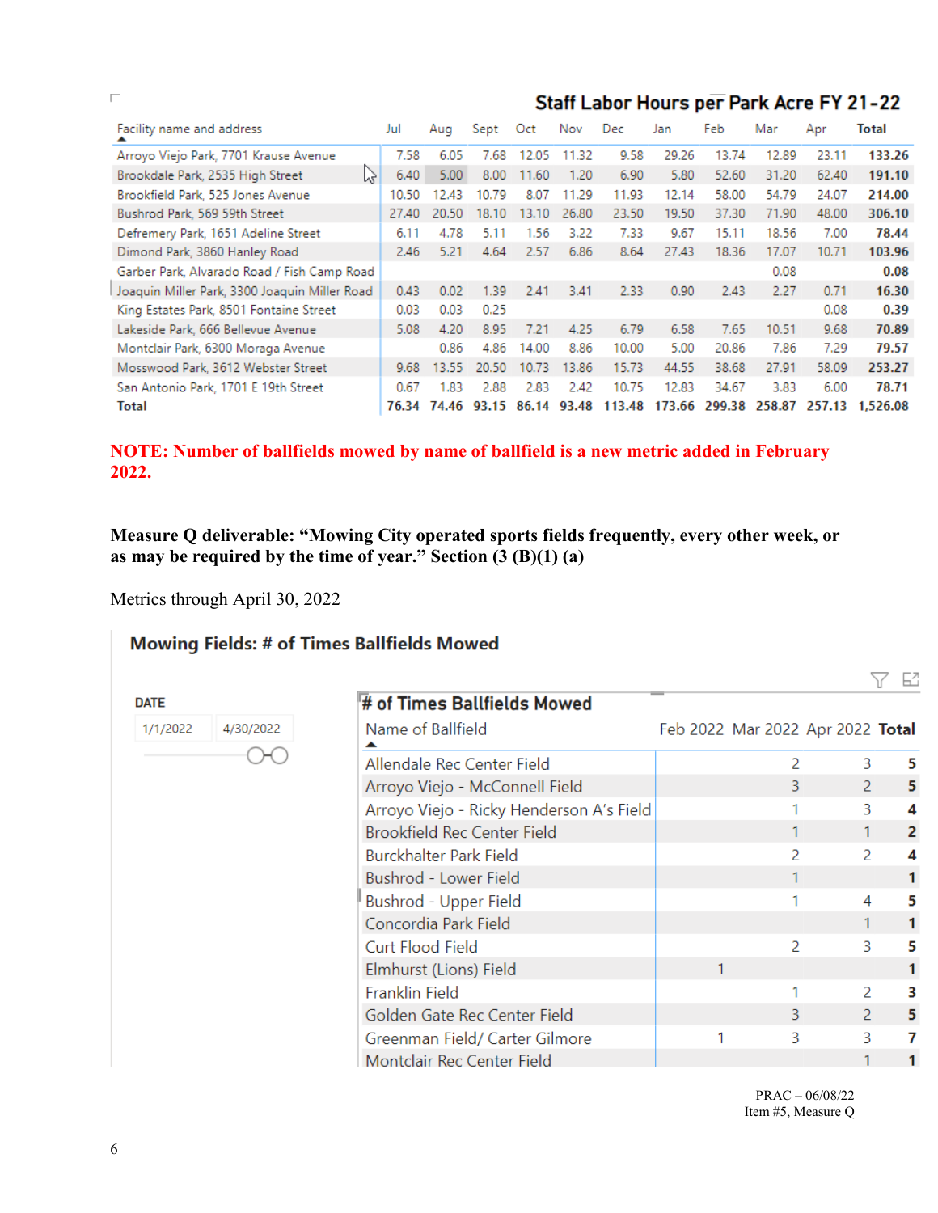## Staff Labor Hours per Park Acre FY 21-22

| Facility name and address | Jul | Aug | Sept | Oct | Nov | Dec | Jan | Feb | Mar | Apr | Total |
|---|---|---|---|---|---|---|---|---|---|---|---|
| Arroyo Viejo Park, 7701 Krause Avenue | 7.58 | 6.05 | 7.68 | 12.05 | 11.32 | 9.58 | 29.26 | 13.74 | 12.89 | 23.11 | **133.26** |
| Brookdale Park, 2535 High Street | 6.40 | 5.00 | 8.00 | 11.60 | 1.20 | 6.90 | 5.80 | 52.60 | 31.20 | 62.40 | **191.10** |
| Brookfield Park, 525 Jones Avenue | 10.50 | 12.43 | 10.79 | 8.07 | 11.29 | 11.93 | 12.14 | 58.00 | 54.79 | 24.07 | **214.00** |
| Bushrod Park, 569 59th Street | 27.40 | 20.50 | 18.10 | 13.10 | 26.80 | 23.50 | 19.50 | 37.30 | 71.90 | 48.00 | **306.10** |
| Defremery Park, 1651 Adeline Street | 6.11 | 4.78 | 5.11 | 1.56 | 3.22 | 7.33 | 9.67 | 15.11 | 18.56 | 7.00 | **78.44** |
| Dimond Park, 3860 Hanley Road | 2.46 | 5.21 | 4.64 | 2.57 | 6.86 | 8.64 | 27.43 | 18.36 | 17.07 | 10.71 | **103.96** |
| Garber Park, Alvarado Road / Fish Camp Road | | | | | | | | | 0.08 | | **0.08** |
| Joaquin Miller Park, 3300 Joaquin Miller Road | 0.43 | 0.02 | 1.39 | 2.41 | 3.41 | 2.33 | 0.90 | 2.43 | 2.27 | 0.71 | **16.30** |
| King Estates Park, 8501 Fontaine Street | 0.03 | 0.03 | 0.25 | | | | | | | 0.08 | **0.39** |
| Lakeside Park, 666 Bellevue Avenue | 5.08 | 4.20 | 8.95 | 7.21 | 4.25 | 6.79 | 6.58 | 7.65 | 10.51 | 9.68 | **70.89** |
| Montclair Park, 6300 Moraga Avenue | | 0.86 | 4.86 | 14.00 | 8.86 | 10.00 | 5.00 | 20.86 | 7.86 | 7.29 | **79.57** |
| Mosswood Park, 3612 Webster Street | 9.68 | 13.55 | 20.50 | 10.73 | 13.86 | 15.73 | 44.55 | 38.68 | 27.91 | 58.09 | **253.27** |
| San Antonio Park, 1701 E 19th Street | 0.67 | 1.83 | 2.88 | 2.83 | 2.42 | 10.75 | 12.83 | 34.67 | 3.83 | 6.00 | **78.71** |
| **Total** | **76.34** | **74.46** | **93.15** | **86.14** | **93.48** | **113.48** | **173.66** | **299.38** | **258.87** | **257.13** | **1,526.08** |

**NOTE: Number of ballfields mowed by name of ballfield is a new metric added in February 2022.**

**Measure Q deliverable: "Mowing City operated sports fields frequently, every other week, or as may be required by the time of year." Section (3 (B)(1) (a)**

Metrics through April 30, 2022

## Mowing Fields: # of Times Ballfields Mowed

DATE

1/1/2022 – 4/30/2022

**# of Times Ballfields Mowed**

| Name of Ballfield | Feb 2022 | Mar 2022 | Apr 2022 | Total |
|---|---|---|---|---|
| Allendale Rec Center Field | | 2 | 3 | **5** |
| Arroyo Viejo - McConnell Field | | 3 | 2 | **5** |
| Arroyo Viejo - Ricky Henderson A's Field | | 1 | 3 | **4** |
| Brookfield Rec Center Field | | 1 | 1 | **2** |
| Burckhalter Park Field | | 2 | 2 | **4** |
| Bushrod - Lower Field | | 1 | | **1** |
| Bushrod - Upper Field | | 1 | 4 | **5** |
| Concordia Park Field | | | 1 | **1** |
| Curt Flood Field | | 2 | 3 | **5** |
| Elmhurst (Lions) Field | 1 | | | **1** |
| Franklin Field | | 1 | 2 | **3** |
| Golden Gate Rec Center Field | | 3 | 2 | **5** |
| Greenman Field/ Carter Gilmore | 1 | 3 | 3 | **7** |
| Montclair Rec Center Field | | | 1 | **1** |

PRAC – 06/08/22
Item #5, Measure Q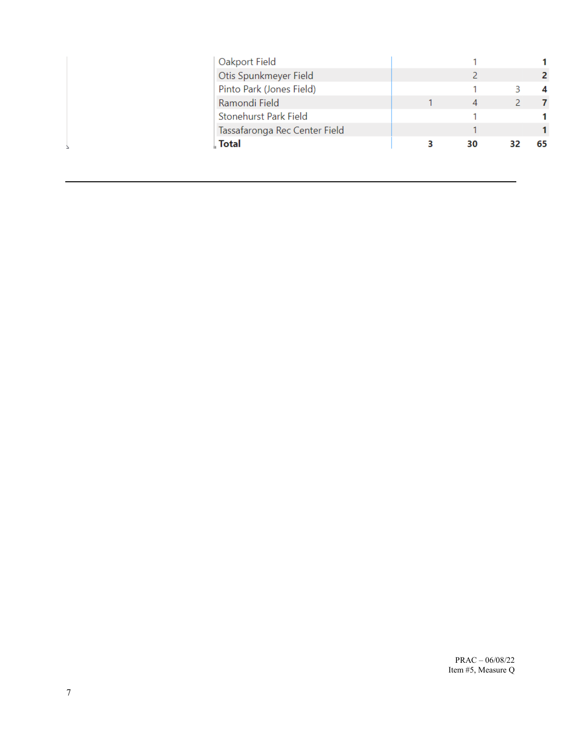| | | | | |
|---|---|---|---|---|
| Oakport Field | | 1 | | **1** |
| Otis Spunkmeyer Field | | 2 | | **2** |
| Pinto Park (Jones Field) | | 1 | 3 | **4** |
| Ramondi Field | 1 | 4 | 2 | **7** |
| Stonehurst Park Field | | 1 | | **1** |
| Tassafaronga Rec Center Field | | 1 | | **1** |
| **Total** | **3** | **30** | **32** | **65** |

---

PRAC – 06/08/22
Item #5, Measure Q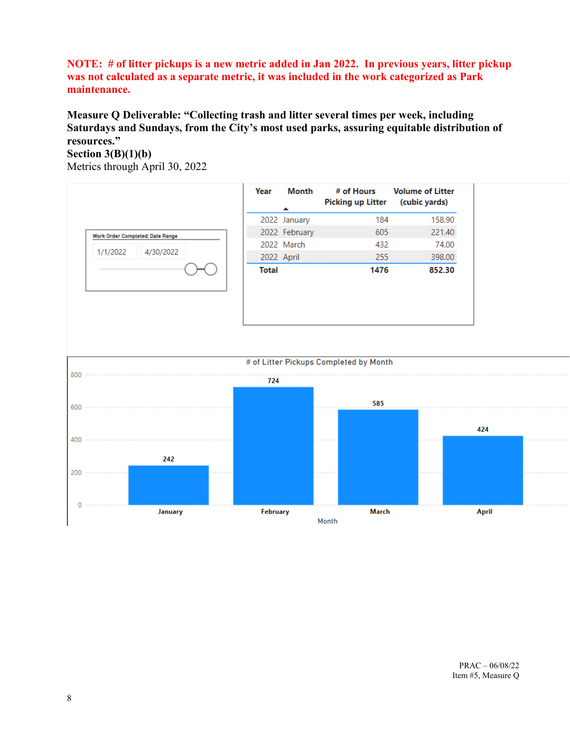**NOTE: # of litter pickups is a new metric added in Jan 2022. In previous years, litter pickup was not calculated as a separate metric, it was included in the work categorized as Park maintenance.**

**Measure Q Deliverable: "Collecting trash and litter several times per week, including Saturdays and Sundays, from the City's most used parks, assuring equitable distribution of resources."**

**Section 3(B)(1)(b)**

Metrics through April 30, 2022

Work Order Completed: Date Range

1/1/2022 – 4/30/2022

| Year | Month | # of Hours Picking up Litter | Volume of Litter (cubic yards) |
|---|---|---|---|
| 2022 | January | 184 | 158.90 |
| 2022 | February | 605 | 221.40 |
| 2022 | March | 432 | 74.00 |
| 2022 | April | 255 | 398.00 |
| **Total** | | **1476** | **852.30** |

**# of Litter Pickups Completed by Month**

| Month | # of Litter Pickups |
|---|---|
| January | 242 |
| February | 724 |
| March | 585 |
| April | 424 |

PRAC – 06/08/22
Item #5, Measure Q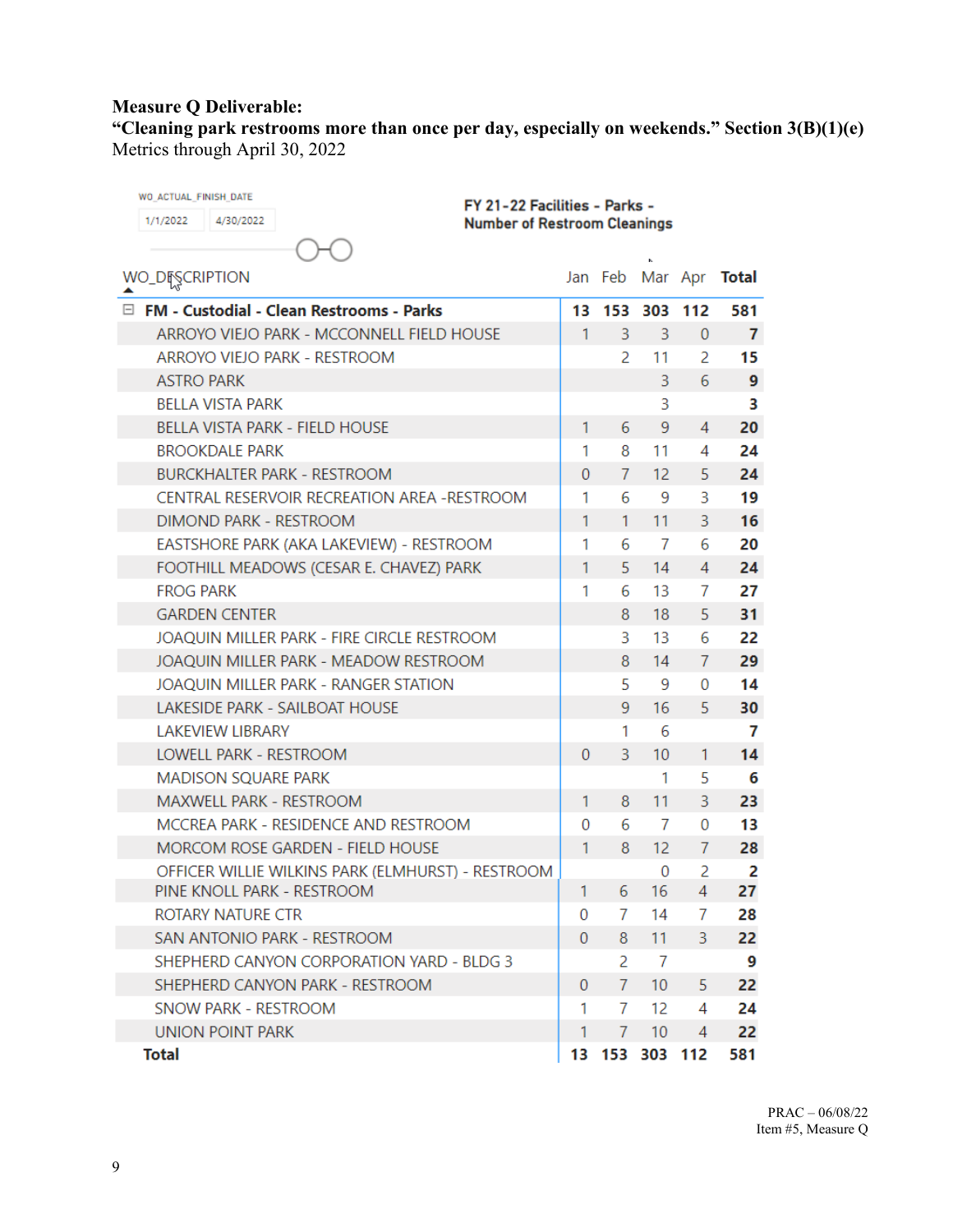**Measure Q Deliverable:**
**"Cleaning park restrooms more than once per day, especially on weekends." Section 3(B)(1)(e)**
Metrics through April 30, 2022

WO_ACTUAL_FINISH_DATE
1/1/2022 4/30/2022

**FY 21-22 Facilities - Parks - Number of Restroom Cleanings**

| WO_DESCRIPTION | Jan | Feb | Mar | Apr | Total |
|---|---|---|---|---|---|
| **FM - Custodial - Clean Restrooms - Parks** | **13** | **153** | **303** | **112** | **581** |
| ARROYO VIEJO PARK - MCCONNELL FIELD HOUSE | 1 | 3 | 3 | 0 | **7** |
| ARROYO VIEJO PARK - RESTROOM | | 2 | 11 | 2 | **15** |
| ASTRO PARK | | | 3 | 6 | **9** |
| BELLA VISTA PARK | | | 3 | | **3** |
| BELLA VISTA PARK - FIELD HOUSE | 1 | 6 | 9 | 4 | **20** |
| BROOKDALE PARK | 1 | 8 | 11 | 4 | **24** |
| BURCKHALTER PARK - RESTROOM | 0 | 7 | 12 | 5 | **24** |
| CENTRAL RESERVOIR RECREATION AREA -RESTROOM | 1 | 6 | 9 | 3 | **19** |
| DIMOND PARK - RESTROOM | 1 | 1 | 11 | 3 | **16** |
| EASTSHORE PARK (AKA LAKEVIEW) - RESTROOM | 1 | 6 | 7 | 6 | **20** |
| FOOTHILL MEADOWS (CESAR E. CHAVEZ) PARK | 1 | 5 | 14 | 4 | **24** |
| FROG PARK | 1 | 6 | 13 | 7 | **27** |
| GARDEN CENTER | | 8 | 18 | 5 | **31** |
| JOAQUIN MILLER PARK - FIRE CIRCLE RESTROOM | | 3 | 13 | 6 | **22** |
| JOAQUIN MILLER PARK - MEADOW RESTROOM | | 8 | 14 | 7 | **29** |
| JOAQUIN MILLER PARK - RANGER STATION | | 5 | 9 | 0 | **14** |
| LAKESIDE PARK - SAILBOAT HOUSE | | 9 | 16 | 5 | **30** |
| LAKEVIEW LIBRARY | | 1 | 6 | | **7** |
| LOWELL PARK - RESTROOM | 0 | 3 | 10 | 1 | **14** |
| MADISON SQUARE PARK | | | 1 | 5 | **6** |
| MAXWELL PARK - RESTROOM | 1 | 8 | 11 | 3 | **23** |
| MCCREA PARK - RESIDENCE AND RESTROOM | 0 | 6 | 7 | 0 | **13** |
| MORCOM ROSE GARDEN - FIELD HOUSE | 1 | 8 | 12 | 7 | **28** |
| OFFICER WILLIE WILKINS PARK (ELMHURST) - RESTROOM | | | 0 | 2 | **2** |
| PINE KNOLL PARK - RESTROOM | 1 | 6 | 16 | 4 | **27** |
| ROTARY NATURE CTR | 0 | 7 | 14 | 7 | **28** |
| SAN ANTONIO PARK - RESTROOM | 0 | 8 | 11 | 3 | **22** |
| SHEPHERD CANYON CORPORATION YARD - BLDG 3 | | 2 | 7 | | **9** |
| SHEPHERD CANYON PARK - RESTROOM | 0 | 7 | 10 | 5 | **22** |
| SNOW PARK - RESTROOM | 1 | 7 | 12 | 4 | **24** |
| UNION POINT PARK | 1 | 7 | 10 | 4 | **22** |
| **Total** | **13** | **153** | **303** | **112** | **581** |

PRAC – 06/08/22
Item #5, Measure Q